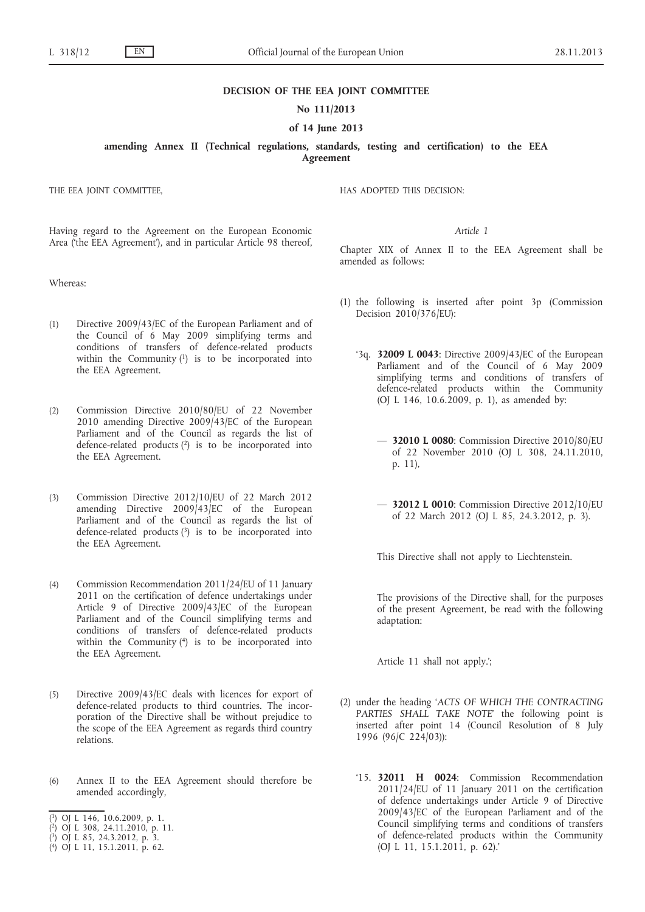**DECISION OF THE EEA JOINT COMMITTEE**

**No 111/2013**

**of 14 June 2013**

**amending Annex II (Technical regulations, standards, testing and certification) to the EEA Agreement**

THE EEA JOINT COMMITTEE,

Having regard to the Agreement on the European Economic Area ('the EEA Agreement'), and in particular Article 98 thereof,

Whereas:

(1) Directive 2009/43/EC of the European Parliament and of the Council of 6 May 2009 simplifying terms and conditions of transfers of defence-related products within the Community [1] is to be incorporated into the EEA Agreement.

(2) Commission Directive 2010/80/EU of 22 November 2010 amending Directive 2009/43/EC of the European Parliament and of the Council as regards the list of defence-related products [2] is to be incorporated into the EEA Agreement.

(3) Commission Directive 2012/10/EU of 22 March 2012 amending Directive 2009/43/EC of the European Parliament and of the Council as regards the list of defence-related products [3] is to be incorporated into the EEA Agreement.

(4) Commission Recommendation 2011/24/EU of 11 January 2011 on the certification of defence undertakings under Article 9 of Directive 2009/43/EC of the European Parliament and of the Council simplifying terms and conditions of transfers of defence-related products within the Community [4] is to be incorporated into the EEA Agreement.

(5) Directive 2009/43/EC deals with licences for export of defence-related products to third countries. The incorporation of the Directive shall be without prejudice to the scope of the EEA Agreement as regards third country relations.

(6) Annex II to the EEA Agreement should therefore be amended accordingly,

HAS ADOPTED THIS DECISION:

*Article 1*

Chapter XIX of Annex II to the EEA Agreement shall be amended as follows:

(1) the following is inserted after point 3p (Commission Decision 2010/376/EU):

'3q. **32009 L 0043**: Directive 2009/43/EC of the European Parliament and of the Council of 6 May 2009 simplifying terms and conditions of transfers of defence-related products within the Community (OJ L 146, 10.6.2009, p. 1), as amended by:

— **32010 L 0080**: Commission Directive 2010/80/EU of 22 November 2010 (OJ L 308, 24.11.2010, p. 11),

— **32012 L 0010**: Commission Directive 2012/10/EU of 22 March 2012 (OJ L 85, 24.3.2012, p. 3).

This Directive shall not apply to Liechtenstein.

The provisions of the Directive shall, for the purposes of the present Agreement, be read with the following adaptation:

Article 11 shall not apply.';

(2) under the heading '*ACTS OF WHICH THE CONTRACTING PARTIES SHALL TAKE NOTE*' the following point is inserted after point 14 (Council Resolution of 8 July 1996 (96/C 224/03)):

'15. **32011 H 0024**: Commission Recommendation 2011/24/EU of 11 January 2011 on the certification of defence undertakings under Article 9 of Directive 2009/43/EC of the European Parliament and of the Council simplifying terms and conditions of transfers of defence-related products within the Community (OJ L 11, 15.1.2011, p. 62).'

---

[1] OJ L 146, 10.6.2009, p. 1.
[2] OJ L 308, 24.11.2010, p. 11.
[3] OJ L 85, 24.3.2012, p. 3.
[4] OJ L 11, 15.1.2011, p. 62.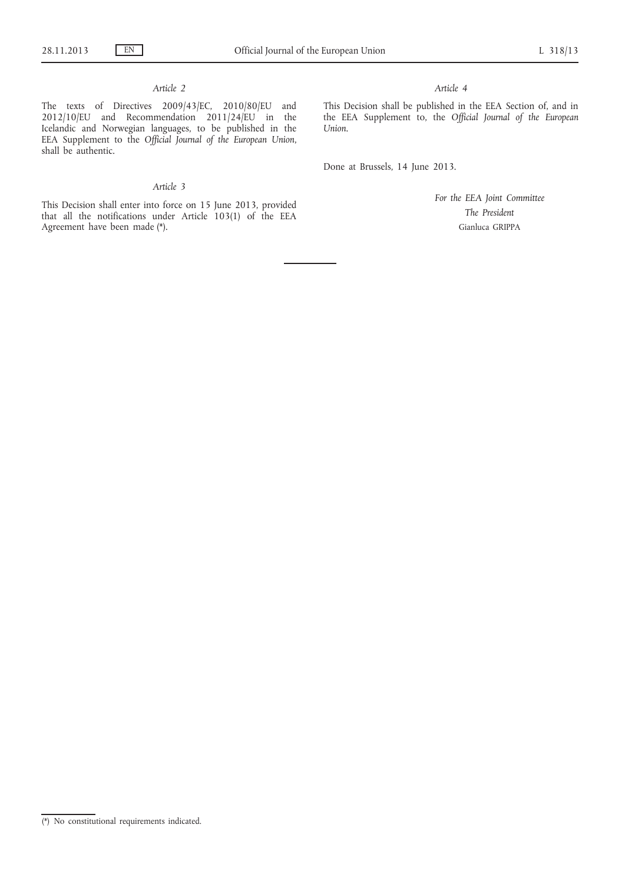*Article 2*

The texts of Directives 2009/43/EC, 2010/80/EU and 2012/10/EU and Recommendation 2011/24/EU in the Icelandic and Norwegian languages, to be published in the EEA Supplement to the *Official Journal of the European Union*, shall be authentic.

*Article 3*

This Decision shall enter into force on 15 June 2013, provided that all the notifications under Article 103(1) of the EEA Agreement have been made (*).

*Article 4*

This Decision shall be published in the EEA Section of, and in the EEA Supplement to, the *Official Journal of the European Union*.

Done at Brussels, 14 June 2013.

*For the EEA Joint Committee*

*The President*

Gianluca GRIPPA

---

(*) No constitutional requirements indicated.